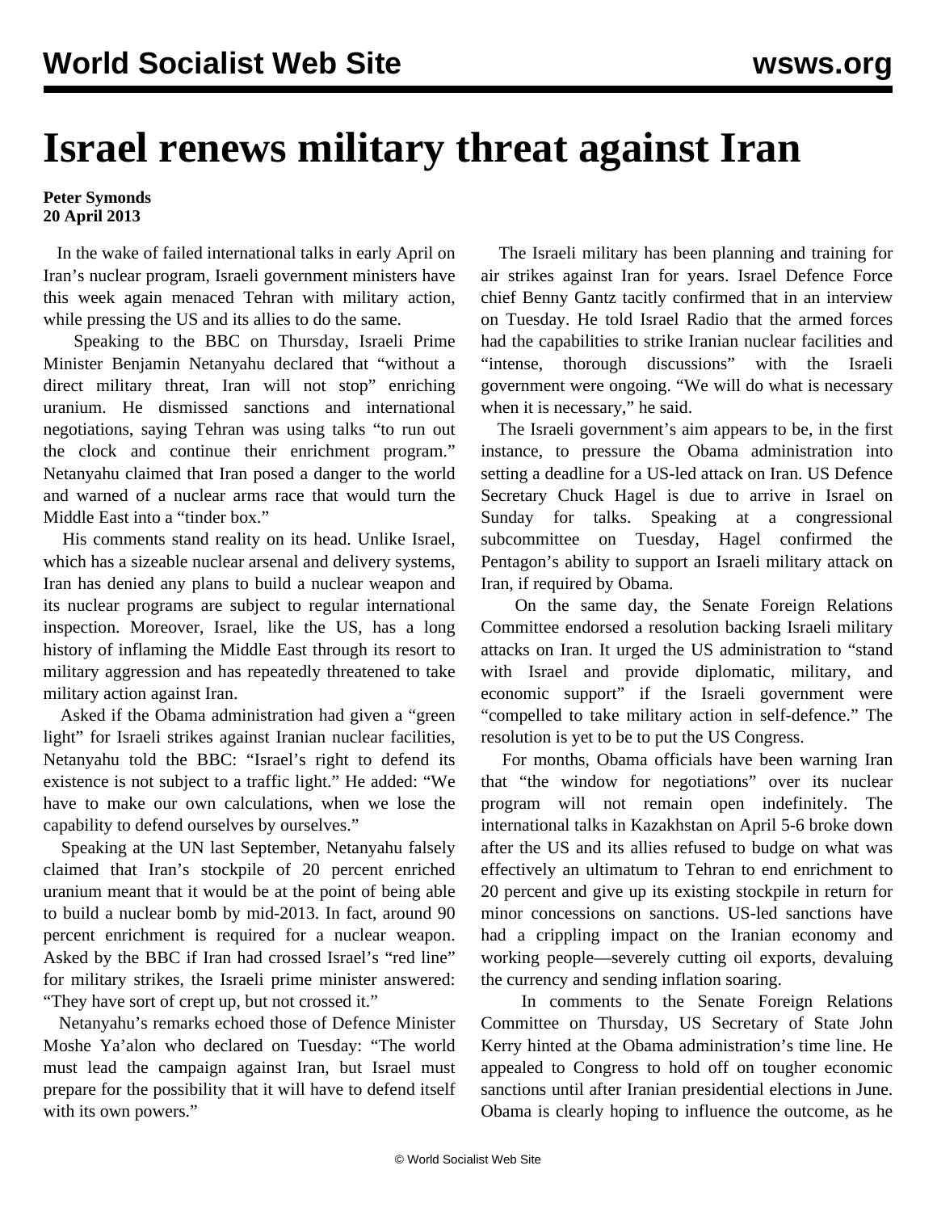# Israel renews military threat against Iran

**Peter Symonds**
**20 April 2013**

In the wake of failed international talks in early April on Iran's nuclear program, Israeli government ministers have this week again menaced Tehran with military action, while pressing the US and its allies to do the same.

Speaking to the BBC on Thursday, Israeli Prime Minister Benjamin Netanyahu declared that "without a direct military threat, Iran will not stop" enriching uranium. He dismissed sanctions and international negotiations, saying Tehran was using talks "to run out the clock and continue their enrichment program." Netanyahu claimed that Iran posed a danger to the world and warned of a nuclear arms race that would turn the Middle East into a "tinder box."

His comments stand reality on its head. Unlike Israel, which has a sizeable nuclear arsenal and delivery systems, Iran has denied any plans to build a nuclear weapon and its nuclear programs are subject to regular international inspection. Moreover, Israel, like the US, has a long history of inflaming the Middle East through its resort to military aggression and has repeatedly threatened to take military action against Iran.

Asked if the Obama administration had given a "green light" for Israeli strikes against Iranian nuclear facilities, Netanyahu told the BBC: "Israel's right to defend its existence is not subject to a traffic light." He added: "We have to make our own calculations, when we lose the capability to defend ourselves by ourselves."

Speaking at the UN last September, Netanyahu falsely claimed that Iran's stockpile of 20 percent enriched uranium meant that it would be at the point of being able to build a nuclear bomb by mid-2013. In fact, around 90 percent enrichment is required for a nuclear weapon. Asked by the BBC if Iran had crossed Israel's "red line" for military strikes, the Israeli prime minister answered: "They have sort of crept up, but not crossed it."

Netanyahu's remarks echoed those of Defence Minister Moshe Ya'alon who declared on Tuesday: "The world must lead the campaign against Iran, but Israel must prepare for the possibility that it will have to defend itself with its own powers."

The Israeli military has been planning and training for air strikes against Iran for years. Israel Defence Force chief Benny Gantz tacitly confirmed that in an interview on Tuesday. He told Israel Radio that the armed forces had the capabilities to strike Iranian nuclear facilities and "intense, thorough discussions" with the Israeli government were ongoing. "We will do what is necessary when it is necessary," he said.

The Israeli government's aim appears to be, in the first instance, to pressure the Obama administration into setting a deadline for a US-led attack on Iran. US Defence Secretary Chuck Hagel is due to arrive in Israel on Sunday for talks. Speaking at a congressional subcommittee on Tuesday, Hagel confirmed the Pentagon's ability to support an Israeli military attack on Iran, if required by Obama.

On the same day, the Senate Foreign Relations Committee endorsed a resolution backing Israeli military attacks on Iran. It urged the US administration to "stand with Israel and provide diplomatic, military, and economic support" if the Israeli government were "compelled to take military action in self-defence." The resolution is yet to be to put the US Congress.

For months, Obama officials have been warning Iran that "the window for negotiations" over its nuclear program will not remain open indefinitely. The international talks in Kazakhstan on April 5-6 broke down after the US and its allies refused to budge on what was effectively an ultimatum to Tehran to end enrichment to 20 percent and give up its existing stockpile in return for minor concessions on sanctions. US-led sanctions have had a crippling impact on the Iranian economy and working people—severely cutting oil exports, devaluing the currency and sending inflation soaring.

In comments to the Senate Foreign Relations Committee on Thursday, US Secretary of State John Kerry hinted at the Obama administration's time line. He appealed to Congress to hold off on tougher economic sanctions until after Iranian presidential elections in June. Obama is clearly hoping to influence the outcome, as he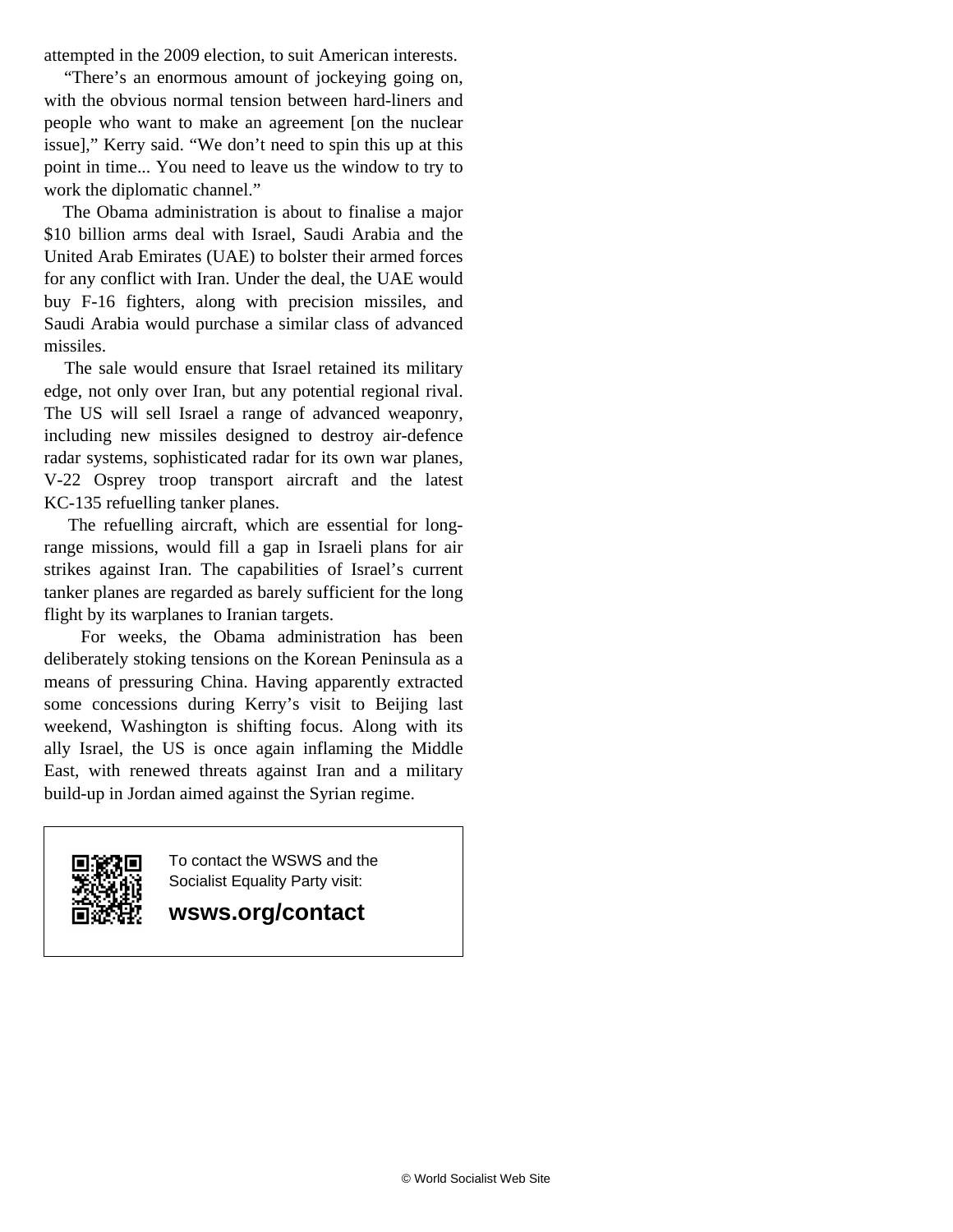attempted in the 2009 election, to suit American interests.

"There's an enormous amount of jockeying going on, with the obvious normal tension between hard-liners and people who want to make an agreement [on the nuclear issue]," Kerry said. "We don't need to spin this up at this point in time... You need to leave us the window to try to work the diplomatic channel."

The Obama administration is about to finalise a major $10 billion arms deal with Israel, Saudi Arabia and the United Arab Emirates (UAE) to bolster their armed forces for any conflict with Iran. Under the deal, the UAE would buy F-16 fighters, along with precision missiles, and Saudi Arabia would purchase a similar class of advanced missiles.

The sale would ensure that Israel retained its military edge, not only over Iran, but any potential regional rival. The US will sell Israel a range of advanced weaponry, including new missiles designed to destroy air-defence radar systems, sophisticated radar for its own war planes, V-22 Osprey troop transport aircraft and the latest KC-135 refuelling tanker planes.

The refuelling aircraft, which are essential for long-range missions, would fill a gap in Israeli plans for air strikes against Iran. The capabilities of Israel's current tanker planes are regarded as barely sufficient for the long flight by its warplanes to Iranian targets.

For weeks, the Obama administration has been deliberately stoking tensions on the Korean Peninsula as a means of pressuring China. Having apparently extracted some concessions during Kerry's visit to Beijing last weekend, Washington is shifting focus. Along with its ally Israel, the US is once again inflaming the Middle East, with renewed threats against Iran and a military build-up in Jordan aimed against the Syrian regime.

To contact the WSWS and the Socialist Equality Party visit:

**wsws.org/contact**